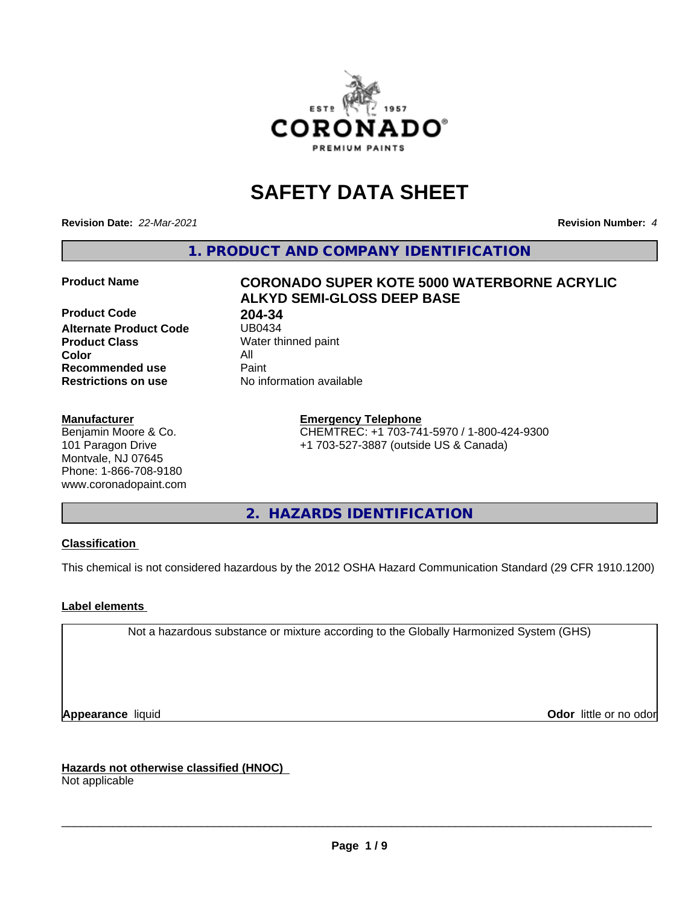# SAFETY DATA SHEET

**Revision Date:** *22-Mar-2021* **Revision Number:** *4*

## 1. PRODUCT AND COMPANY IDENTIFICATION

| | |
|---|---|
| **Product Name** | **CORONADO SUPER KOTE 5000 WATERBORNE ACRYLIC ALKYD SEMI-GLOSS DEEP BASE** |
| **Product Code** | **204-34** |
| **Alternate Product Code** | UB0434 |
| **Product Class** | Water thinned paint |
| **Color** | All |
| **Recommended use** | Paint |
| **Restrictions on use** | No information available |

**Manufacturer**
Benjamin Moore & Co.
101 Paragon Drive
Montvale, NJ 07645
Phone: 1-866-708-9180
www.coronadopaint.com

**Emergency Telephone**
CHEMTREC: +1 703-741-5970 / 1-800-424-9300
+1 703-527-3887 (outside US & Canada)

## 2. HAZARDS IDENTIFICATION

**Classification**

This chemical is not considered hazardous by the 2012 OSHA Hazard Communication Standard (29 CFR 1910.1200)

**Label elements**

Not a hazardous substance or mixture according to the Globally Harmonized System (GHS)

**Appearance** liquid **Odor** little or no odor

**Hazards not otherwise classified (HNOC)**
Not applicable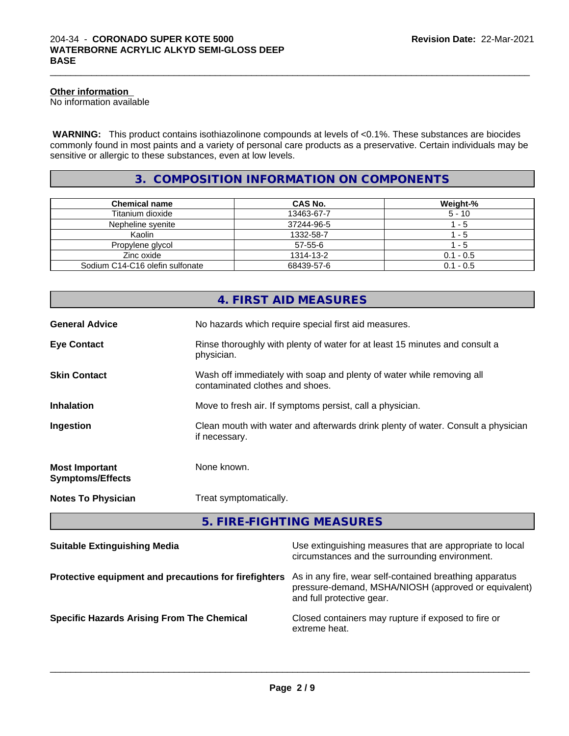**Other information**
No information available

**WARNING:** This product contains isothiazolinone compounds at levels of <0.1%. These substances are biocides commonly found in most paints and a variety of personal care products as a preservative. Certain individuals may be sensitive or allergic to these substances, even at low levels.

## 3. COMPOSITION INFORMATION ON COMPONENTS

| Chemical name | CAS No. | Weight-% |
|---|---|---|
| Titanium dioxide | 13463-67-7 | 5 - 10 |
| Nepheline syenite | 37244-96-5 | 1 - 5 |
| Kaolin | 1332-58-7 | 1 - 5 |
| Propylene glycol | 57-55-6 | 1 - 5 |
| Zinc oxide | 1314-13-2 | 0.1 - 0.5 |
| Sodium C14-C16 olefin sulfonate | 68439-57-6 | 0.1 - 0.5 |

## 4. FIRST AID MEASURES

**General Advice**
No hazards which require special first aid measures.

**Eye Contact**
Rinse thoroughly with plenty of water for at least 15 minutes and consult a physician.

**Skin Contact**
Wash off immediately with soap and plenty of water while removing all contaminated clothes and shoes.

**Inhalation**
Move to fresh air. If symptoms persist, call a physician.

**Ingestion**
Clean mouth with water and afterwards drink plenty of water. Consult a physician if necessary.

**Most Important Symptoms/Effects**
None known.

**Notes To Physician**
Treat symptomatically.

## 5. FIRE-FIGHTING MEASURES

**Suitable Extinguishing Media**
Use extinguishing measures that are appropriate to local circumstances and the surrounding environment.

**Protective equipment and precautions for firefighters**
As in any fire, wear self-contained breathing apparatus pressure-demand, MSHA/NIOSH (approved or equivalent) and full protective gear.

**Specific Hazards Arising From The Chemical**
Closed containers may rupture if exposed to fire or extreme heat.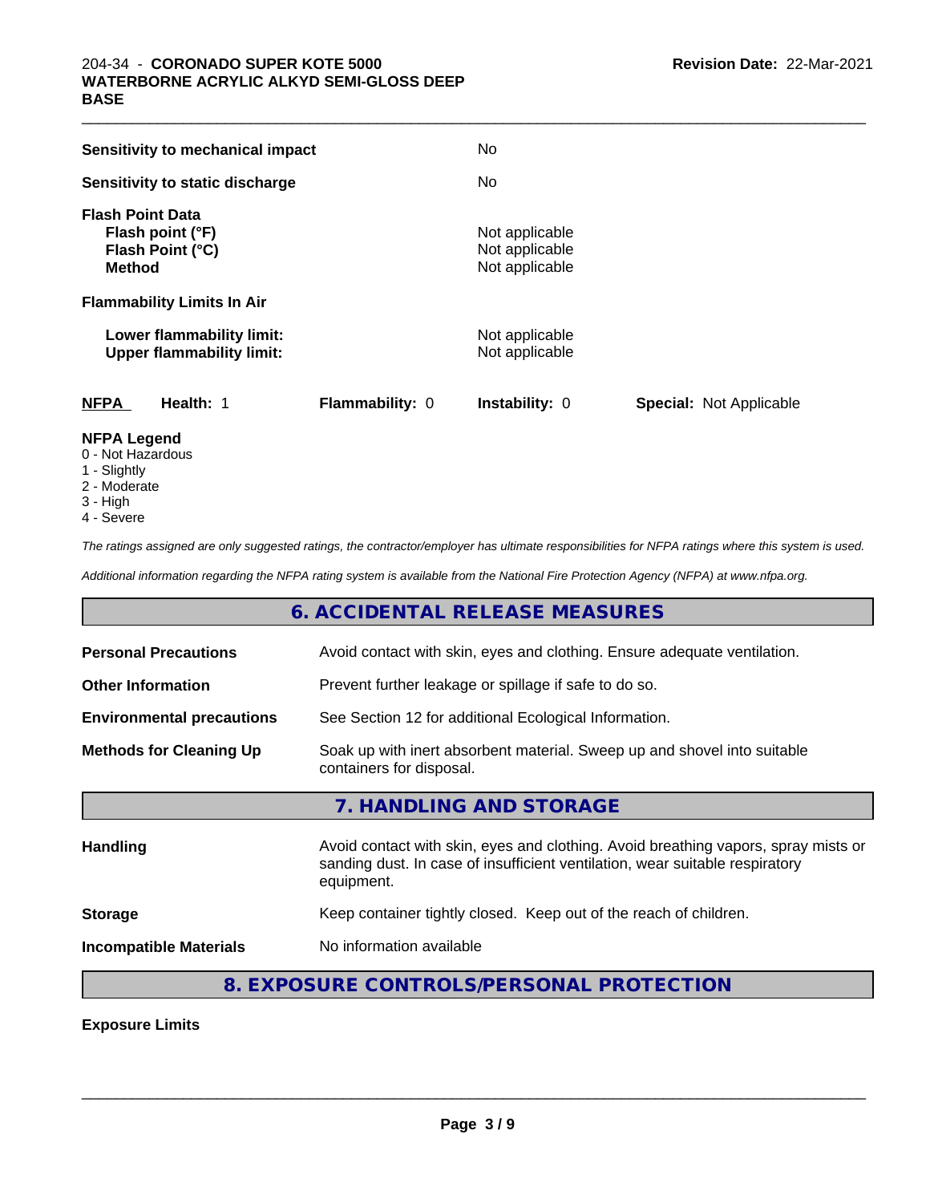| | |
|---|---|
| **Sensitivity to mechanical impact** | No |
| **Sensitivity to static discharge** | No |

**Flash Point Data**

| | |
|---|---|
| **Flash point (°F)** | Not applicable |
| **Flash Point (°C)** | Not applicable |
| **Method** | Not applicable |

**Flammability Limits In Air**

| | |
|---|---|
| **Lower flammability limit:** | Not applicable |
| **Upper flammability limit:** | Not applicable |

| **NFPA** | **Health:** 1 | **Flammability:** 0 | **Instability:** 0 | **Special:** Not Applicable |
|---|---|---|---|---|

**NFPA Legend**
- 0 - Not Hazardous
- 1 - Slightly
- 2 - Moderate
- 3 - High
- 4 - Severe

*The ratings assigned are only suggested ratings, the contractor/employer has ultimate responsibilities for NFPA ratings where this system is used.*

*Additional information regarding the NFPA rating system is available from the National Fire Protection Agency (NFPA) at www.nfpa.org.*

## 6. ACCIDENTAL RELEASE MEASURES

| | |
|---|---|
| **Personal Precautions** | Avoid contact with skin, eyes and clothing. Ensure adequate ventilation. |
| **Other Information** | Prevent further leakage or spillage if safe to do so. |
| **Environmental precautions** | See Section 12 for additional Ecological Information. |
| **Methods for Cleaning Up** | Soak up with inert absorbent material. Sweep up and shovel into suitable containers for disposal. |

## 7. HANDLING AND STORAGE

| | |
|---|---|
| **Handling** | Avoid contact with skin, eyes and clothing. Avoid breathing vapors, spray mists or sanding dust. In case of insufficient ventilation, wear suitable respiratory equipment. |
| **Storage** | Keep container tightly closed. Keep out of the reach of children. |
| **Incompatible Materials** | No information available |

## 8. EXPOSURE CONTROLS/PERSONAL PROTECTION

**Exposure Limits**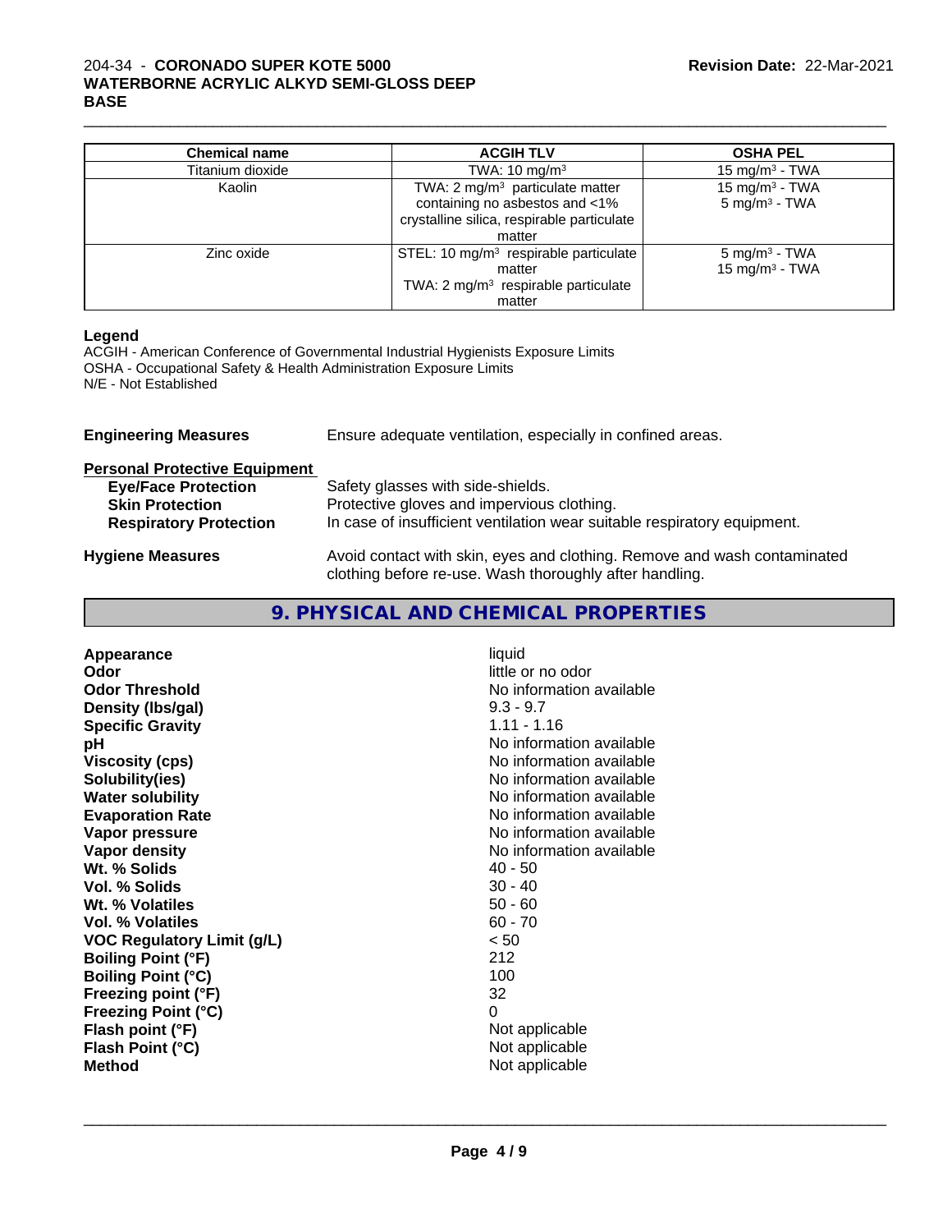| Chemical name | ACGIH TLV | OSHA PEL |
|---|---|---|
| Titanium dioxide | TWA: 10 mg/m³ | 15 mg/m³ - TWA |
| Kaolin | TWA: 2 mg/m³ particulate matter containing no asbestos and <1% crystalline silica, respirable particulate matter | 15 mg/m³ - TWA<br>5 mg/m³ - TWA |
| Zinc oxide | STEL: 10 mg/m³ respirable particulate matter<br>TWA: 2 mg/m³ respirable particulate matter | 5 mg/m³ - TWA<br>15 mg/m³ - TWA |

**Legend**

ACGIH - American Conference of Governmental Industrial Hygienists Exposure Limits
OSHA - Occupational Safety & Health Administration Exposure Limits
N/E - Not Established

**Engineering Measures** Ensure adequate ventilation, especially in confined areas.

**Personal Protective Equipment**

**Eye/Face Protection** Safety glasses with side-shields.
**Skin Protection** Protective gloves and impervious clothing.
**Respiratory Protection** In case of insufficient ventilation wear suitable respiratory equipment.

**Hygiene Measures** Avoid contact with skin, eyes and clothing. Remove and wash contaminated clothing before re-use. Wash thoroughly after handling.

## 9. PHYSICAL AND CHEMICAL PROPERTIES

| | |
|---|---|
| **Appearance** | liquid |
| **Odor** | little or no odor |
| **Odor Threshold** | No information available |
| **Density (lbs/gal)** | 9.3 - 9.7 |
| **Specific Gravity** | 1.11 - 1.16 |
| **pH** | No information available |
| **Viscosity (cps)** | No information available |
| **Solubility(ies)** | No information available |
| **Water solubility** | No information available |
| **Evaporation Rate** | No information available |
| **Vapor pressure** | No information available |
| **Vapor density** | No information available |
| **Wt. % Solids** | 40 - 50 |
| **Vol. % Solids** | 30 - 40 |
| **Wt. % Volatiles** | 50 - 60 |
| **Vol. % Volatiles** | 60 - 70 |
| **VOC Regulatory Limit (g/L)** | < 50 |
| **Boiling Point (°F)** | 212 |
| **Boiling Point (°C)** | 100 |
| **Freezing point (°F)** | 32 |
| **Freezing Point (°C)** | 0 |
| **Flash point (°F)** | Not applicable |
| **Flash Point (°C)** | Not applicable |
| **Method** | Not applicable |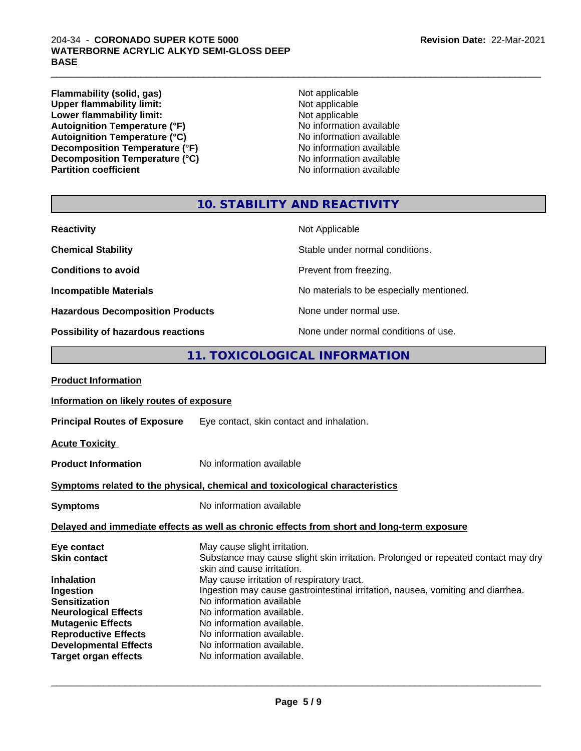| | |
|---|---|
| **Flammability (solid, gas)** | Not applicable |
| **Upper flammability limit:** | Not applicable |
| **Lower flammability limit:** | Not applicable |
| **Autoignition Temperature (°F)** | No information available |
| **Autoignition Temperature (°C)** | No information available |
| **Decomposition Temperature (°F)** | No information available |
| **Decomposition Temperature (°C)** | No information available |
| **Partition coefficient** | No information available |

## 10. STABILITY AND REACTIVITY

| | |
|---|---|
| **Reactivity** | Not Applicable |
| **Chemical Stability** | Stable under normal conditions. |
| **Conditions to avoid** | Prevent from freezing. |
| **Incompatible Materials** | No materials to be especially mentioned. |
| **Hazardous Decomposition Products** | None under normal use. |
| **Possibility of hazardous reactions** | None under normal conditions of use. |

## 11. TOXICOLOGICAL INFORMATION

**Product Information**

**Information on likely routes of exposure**

**Principal Routes of Exposure** Eye contact, skin contact and inhalation.

**Acute Toxicity**

**Product Information** No information available

**Symptoms related to the physical, chemical and toxicological characteristics**

**Symptoms** No information available

**Delayed and immediate effects as well as chronic effects from short and long-term exposure**

| | |
|---|---|
| **Eye contact** | May cause slight irritation. |
| **Skin contact** | Substance may cause slight skin irritation. Prolonged or repeated contact may dry skin and cause irritation. |
| **Inhalation** | May cause irritation of respiratory tract. |
| **Ingestion** | Ingestion may cause gastrointestinal irritation, nausea, vomiting and diarrhea. |
| **Sensitization** | No information available |
| **Neurological Effects** | No information available. |
| **Mutagenic Effects** | No information available. |
| **Reproductive Effects** | No information available. |
| **Developmental Effects** | No information available. |
| **Target organ effects** | No information available. |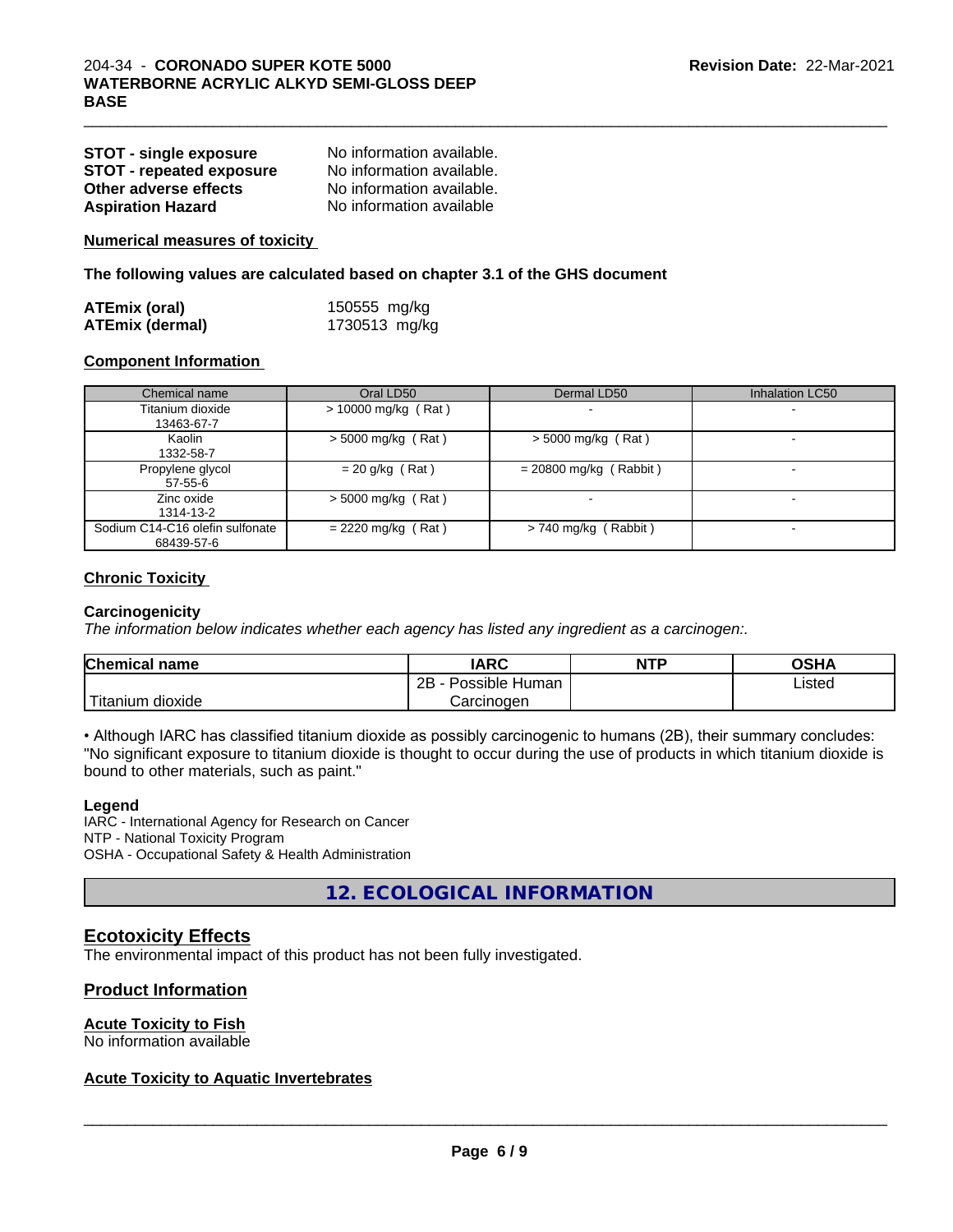| | |
|---|---|
| **STOT - single exposure** | No information available. |
| **STOT - repeated exposure** | No information available. |
| **Other adverse effects** | No information available. |
| **Aspiration Hazard** | No information available |

**Numerical measures of toxicity**

**The following values are calculated based on chapter 3.1 of the GHS document**

| | |
|---|---|
| **ATEmix (oral)** | 150555 mg/kg |
| **ATEmix (dermal)** | 1730513 mg/kg |

**Component Information**

| Chemical name | Oral LD50 | Dermal LD50 | Inhalation LC50 |
|---|---|---|---|
| Titanium dioxide 13463-67-7 | > 10000 mg/kg ( Rat ) | - | - |
| Kaolin 1332-58-7 | > 5000 mg/kg ( Rat ) | > 5000 mg/kg ( Rat ) | - |
| Propylene glycol 57-55-6 | = 20 g/kg ( Rat ) | = 20800 mg/kg ( Rabbit ) | - |
| Zinc oxide 1314-13-2 | > 5000 mg/kg ( Rat ) | - | - |
| Sodium C14-C16 olefin sulfonate 68439-57-6 | = 2220 mg/kg ( Rat ) | > 740 mg/kg ( Rabbit ) | - |

**Chronic Toxicity**

**Carcinogenicity**

*The information below indicates whether each agency has listed any ingredient as a carcinogen:.*

| Chemical name | IARC | NTP | OSHA |
|---|---|---|---|
| Titanium dioxide | 2B - Possible Human Carcinogen | | Listed |

• Although IARC has classified titanium dioxide as possibly carcinogenic to humans (2B), their summary concludes: "No significant exposure to titanium dioxide is thought to occur during the use of products in which titanium dioxide is bound to other materials, such as paint."

**Legend**

IARC - International Agency for Research on Cancer
NTP - National Toxicity Program
OSHA - Occupational Safety & Health Administration

## 12. ECOLOGICAL INFORMATION

### Ecotoxicity Effects

The environmental impact of this product has not been fully investigated.

### Product Information

**Acute Toxicity to Fish**

No information available

**Acute Toxicity to Aquatic Invertebrates**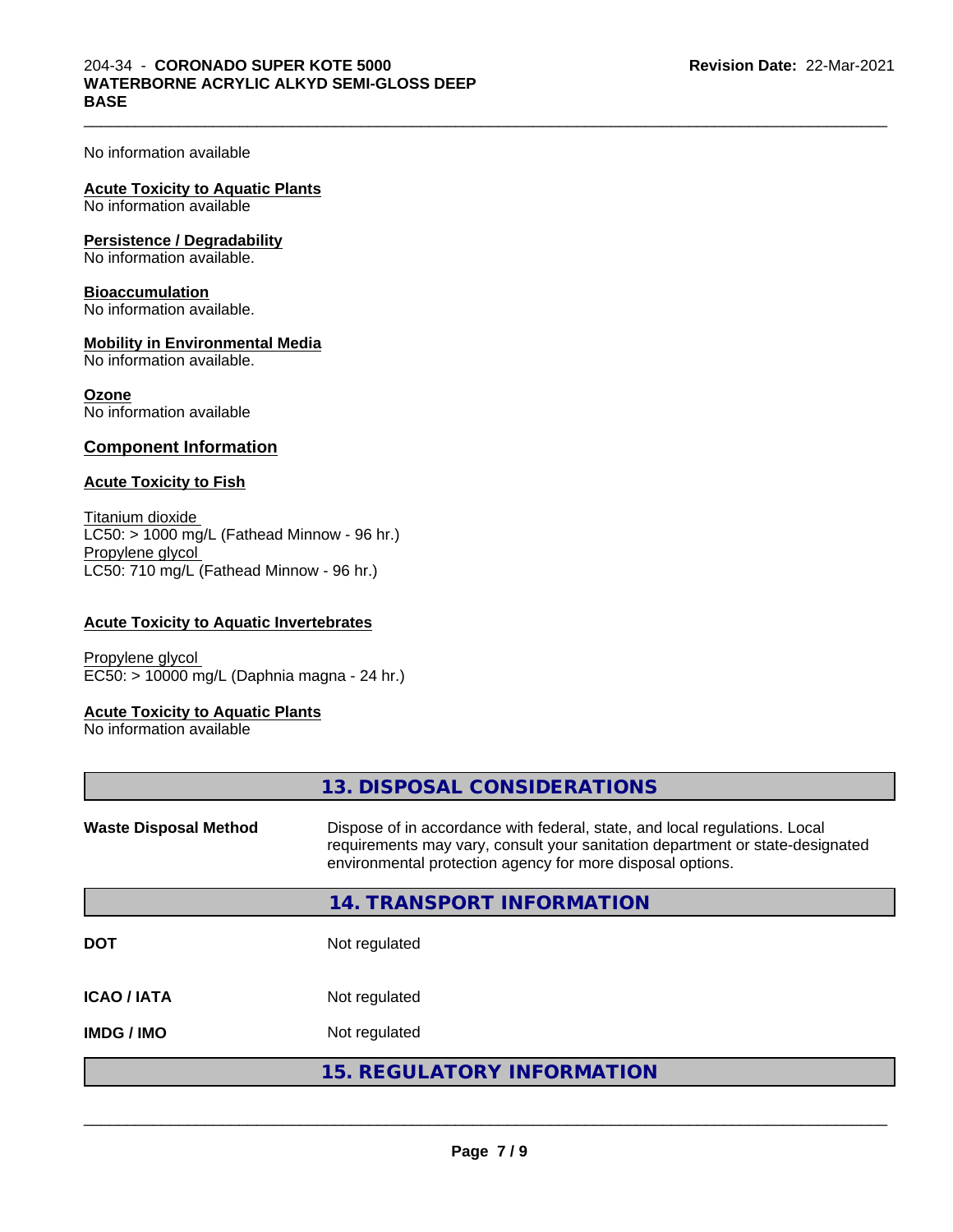No information available

**Acute Toxicity to Aquatic Plants**
No information available

**Persistence / Degradability**
No information available.

**Bioaccumulation**
No information available.

**Mobility in Environmental Media**
No information available.

**Ozone**
No information available

### Component Information

**Acute Toxicity to Fish**

Titanium dioxide
LC50: > 1000 mg/L (Fathead Minnow - 96 hr.)
Propylene glycol
LC50: 710 mg/L (Fathead Minnow - 96 hr.)

**Acute Toxicity to Aquatic Invertebrates**

Propylene glycol
EC50: > 10000 mg/L (Daphnia magna - 24 hr.)

**Acute Toxicity to Aquatic Plants**
No information available

## 13. DISPOSAL CONSIDERATIONS

**Waste Disposal Method** Dispose of in accordance with federal, state, and local regulations. Local requirements may vary, consult your sanitation department or state-designated environmental protection agency for more disposal options.

## 14. TRANSPORT INFORMATION

| | |
|---|---|
| **DOT** | Not regulated |
| **ICAO / IATA** | Not regulated |
| **IMDG / IMO** | Not regulated |

## 15. REGULATORY INFORMATION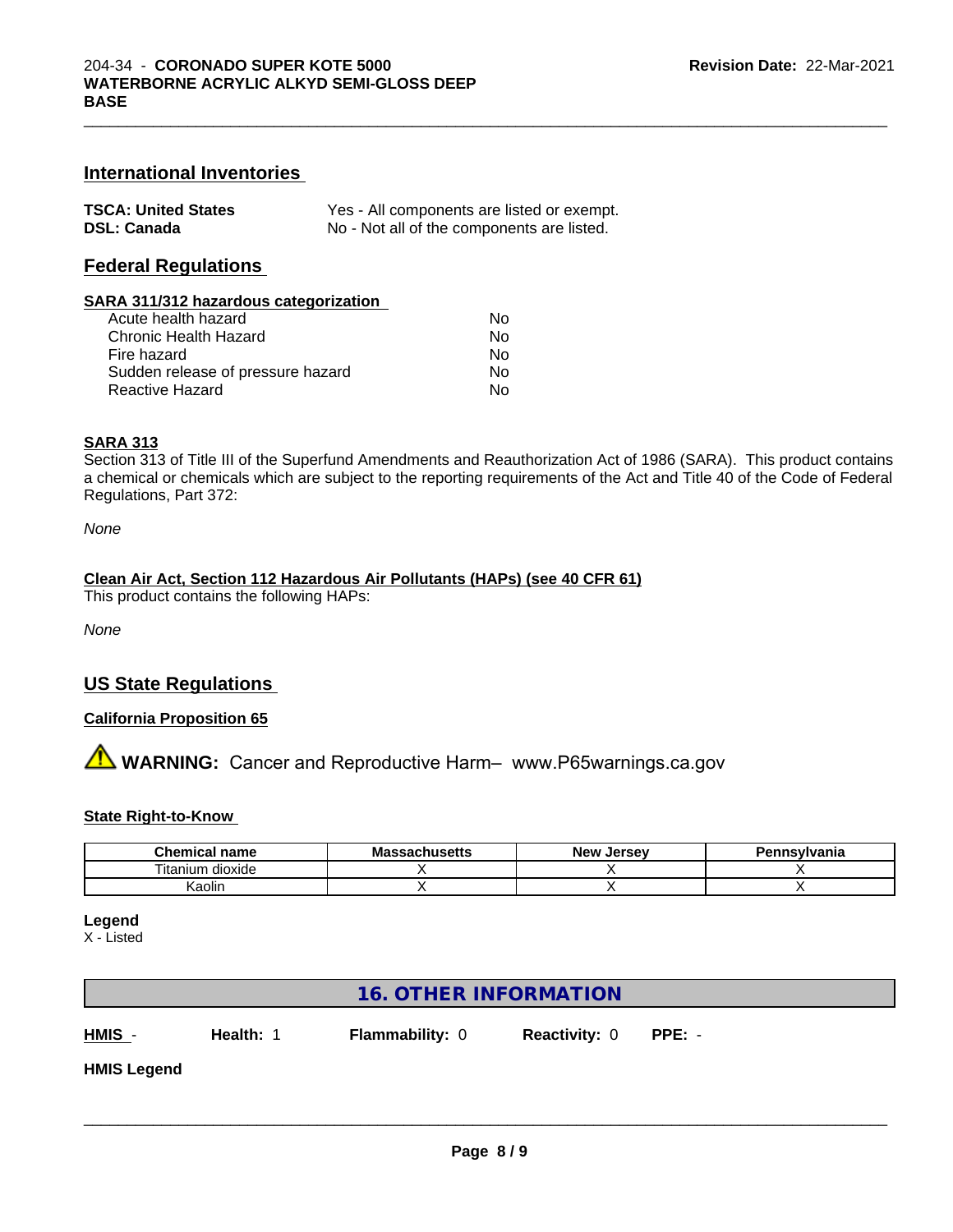## International Inventories

| | |
|---|---|
| **TSCA: United States** | Yes - All components are listed or exempt. |
| **DSL: Canada** | No - Not all of the components are listed. |

## Federal Regulations

**SARA 311/312 hazardous categorization**

| | |
|---|---|
| Acute health hazard | No |
| Chronic Health Hazard | No |
| Fire hazard | No |
| Sudden release of pressure hazard | No |
| Reactive Hazard | No |

**SARA 313**

Section 313 of Title III of the Superfund Amendments and Reauthorization Act of 1986 (SARA). This product contains a chemical or chemicals which are subject to the reporting requirements of the Act and Title 40 of the Code of Federal Regulations, Part 372:

*None*

**Clean Air Act, Section 112 Hazardous Air Pollutants (HAPs) (see 40 CFR 61)**

This product contains the following HAPs:

*None*

## US State Regulations

**California Proposition 65**

⚠ **WARNING:** Cancer and Reproductive Harm– www.P65warnings.ca.gov

**State Right-to-Know**

| Chemical name | Massachusetts | New Jersey | Pennsylvania |
|---|---|---|---|
| Titanium dioxide | X | X | X |
| Kaolin | X | X | X |

**Legend**

X - Listed

## 16. OTHER INFORMATION

**HMIS** - **Health:** 1 **Flammability:** 0 **Reactivity:** 0 **PPE:** -

**HMIS Legend**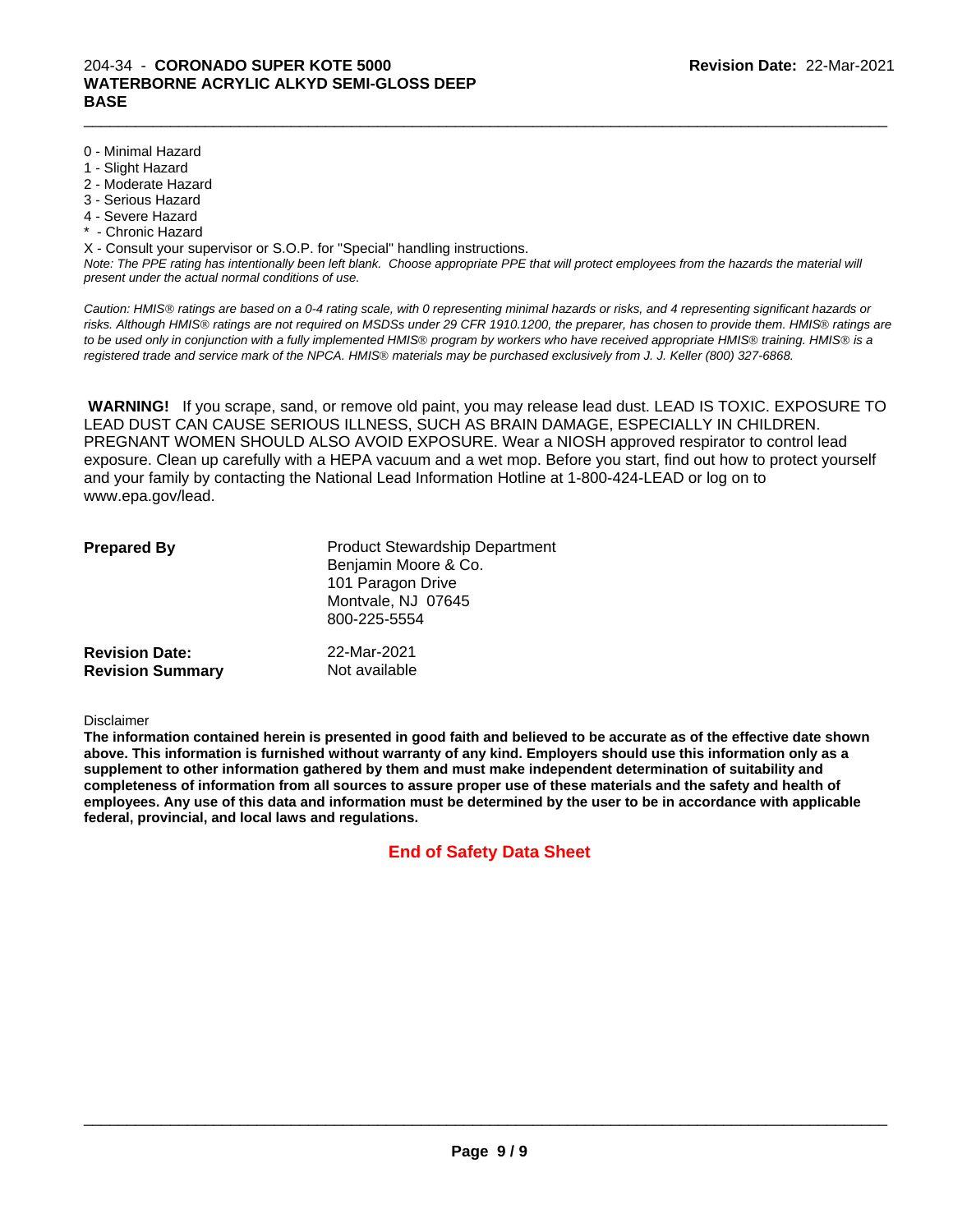0 - Minimal Hazard
1 - Slight Hazard
2 - Moderate Hazard
3 - Serious Hazard
4 - Severe Hazard
* - Chronic Hazard
X - Consult your supervisor or S.O.P. for "Special" handling instructions.

*Note: The PPE rating has intentionally been left blank. Choose appropriate PPE that will protect employees from the hazards the material will present under the actual normal conditions of use.*

*Caution: HMIS® ratings are based on a 0-4 rating scale, with 0 representing minimal hazards or risks, and 4 representing significant hazards or risks. Although HMIS® ratings are not required on MSDSs under 29 CFR 1910.1200, the preparer, has chosen to provide them. HMIS® ratings are to be used only in conjunction with a fully implemented HMIS® program by workers who have received appropriate HMIS® training. HMIS® is a registered trade and service mark of the NPCA. HMIS® materials may be purchased exclusively from J. J. Keller (800) 327-6868.*

**WARNING!** If you scrape, sand, or remove old paint, you may release lead dust. LEAD IS TOXIC. EXPOSURE TO LEAD DUST CAN CAUSE SERIOUS ILLNESS, SUCH AS BRAIN DAMAGE, ESPECIALLY IN CHILDREN. PREGNANT WOMEN SHOULD ALSO AVOID EXPOSURE. Wear a NIOSH approved respirator to control lead exposure. Clean up carefully with a HEPA vacuum and a wet mop. Before you start, find out how to protect yourself and your family by contacting the National Lead Information Hotline at 1-800-424-LEAD or log on to www.epa.gov/lead.

| | |
|---|---|
| **Prepared By** | Product Stewardship Department<br>Benjamin Moore & Co.<br>101 Paragon Drive<br>Montvale, NJ 07645<br>800-225-5554 |
| **Revision Date:** | 22-Mar-2021 |
| **Revision Summary** | Not available |

Disclaimer

**The information contained herein is presented in good faith and believed to be accurate as of the effective date shown above. This information is furnished without warranty of any kind. Employers should use this information only as a supplement to other information gathered by them and must make independent determination of suitability and completeness of information from all sources to assure proper use of these materials and the safety and health of employees. Any use of this data and information must be determined by the user to be in accordance with applicable federal, provincial, and local laws and regulations.**

**End of Safety Data Sheet**